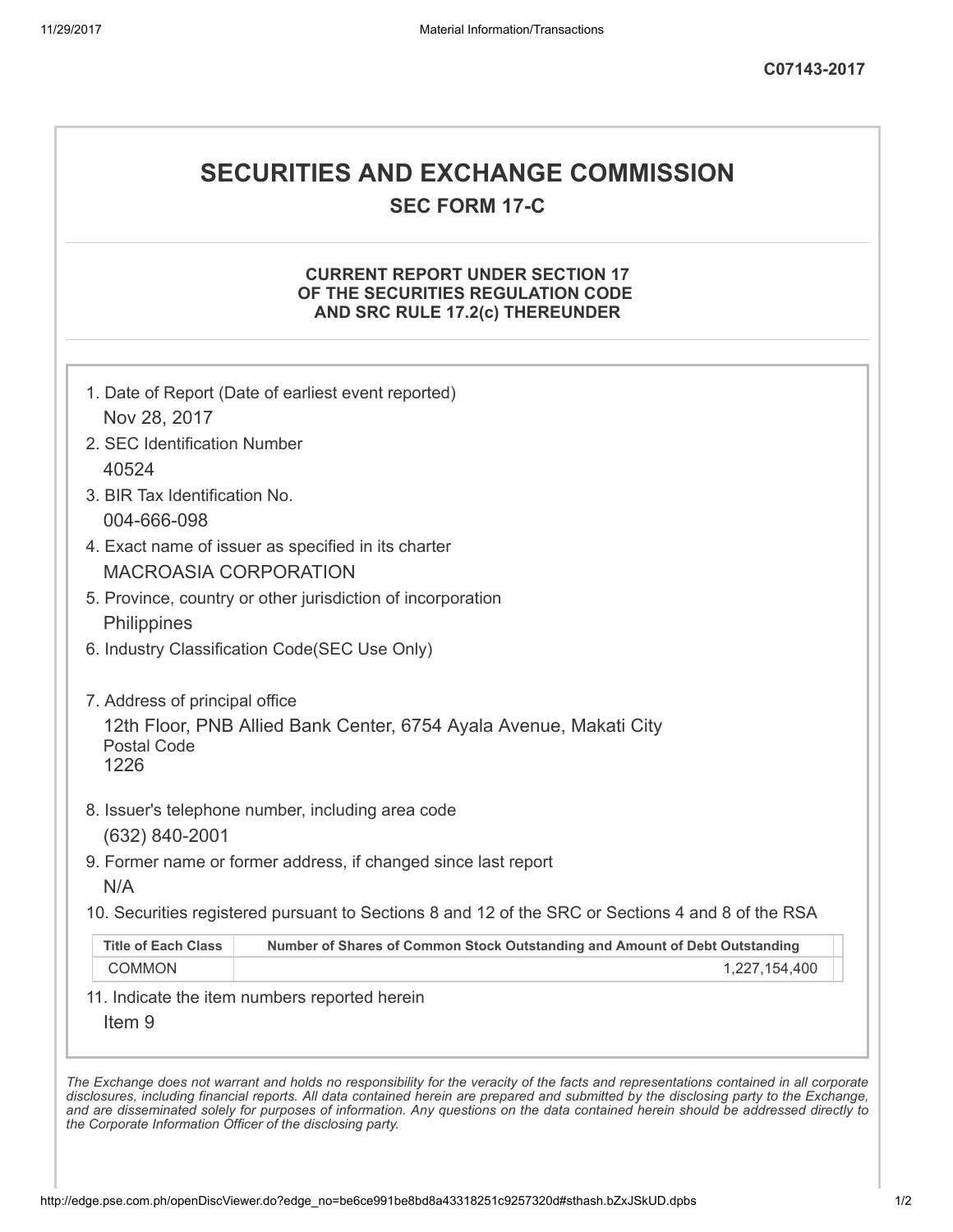C07143-2017

# SECURITIES AND EXCHANGE COMMISSION

## SEC FORM 17-C

### CURRENT REPORT UNDER SECTION 17 OF THE SECURITIES REGULATION CODE AND SRC RULE 17.2(c) THEREUNDER

1. Date of Report (Date of earliest event reported)
   Nov 28, 2017
2. SEC Identification Number
   40524
3. BIR Tax Identification No.
   004-666-098
4. Exact name of issuer as specified in its charter
   MACROASIA CORPORATION
5. Province, country or other jurisdiction of incorporation
   Philippines
6. Industry Classification Code(SEC Use Only)

7. Address of principal office
   12th Floor, PNB Allied Bank Center, 6754 Ayala Avenue, Makati City
   Postal Code
   1226
8. Issuer's telephone number, including area code
   (632) 840-2001
9. Former name or former address, if changed since last report
   N/A
10. Securities registered pursuant to Sections 8 and 12 of the SRC or Sections 4 and 8 of the RSA

| Title of Each Class | Number of Shares of Common Stock Outstanding and Amount of Debt Outstanding |
|---|---|
| COMMON | 1,227,154,400 |

11. Indicate the item numbers reported herein
    Item 9

*The Exchange does not warrant and holds no responsibility for the veracity of the facts and representations contained in all corporate disclosures, including financial reports. All data contained herein are prepared and submitted by the disclosing party to the Exchange, and are disseminated solely for purposes of information. Any questions on the data contained herein should be addressed directly to the Corporate Information Officer of the disclosing party.*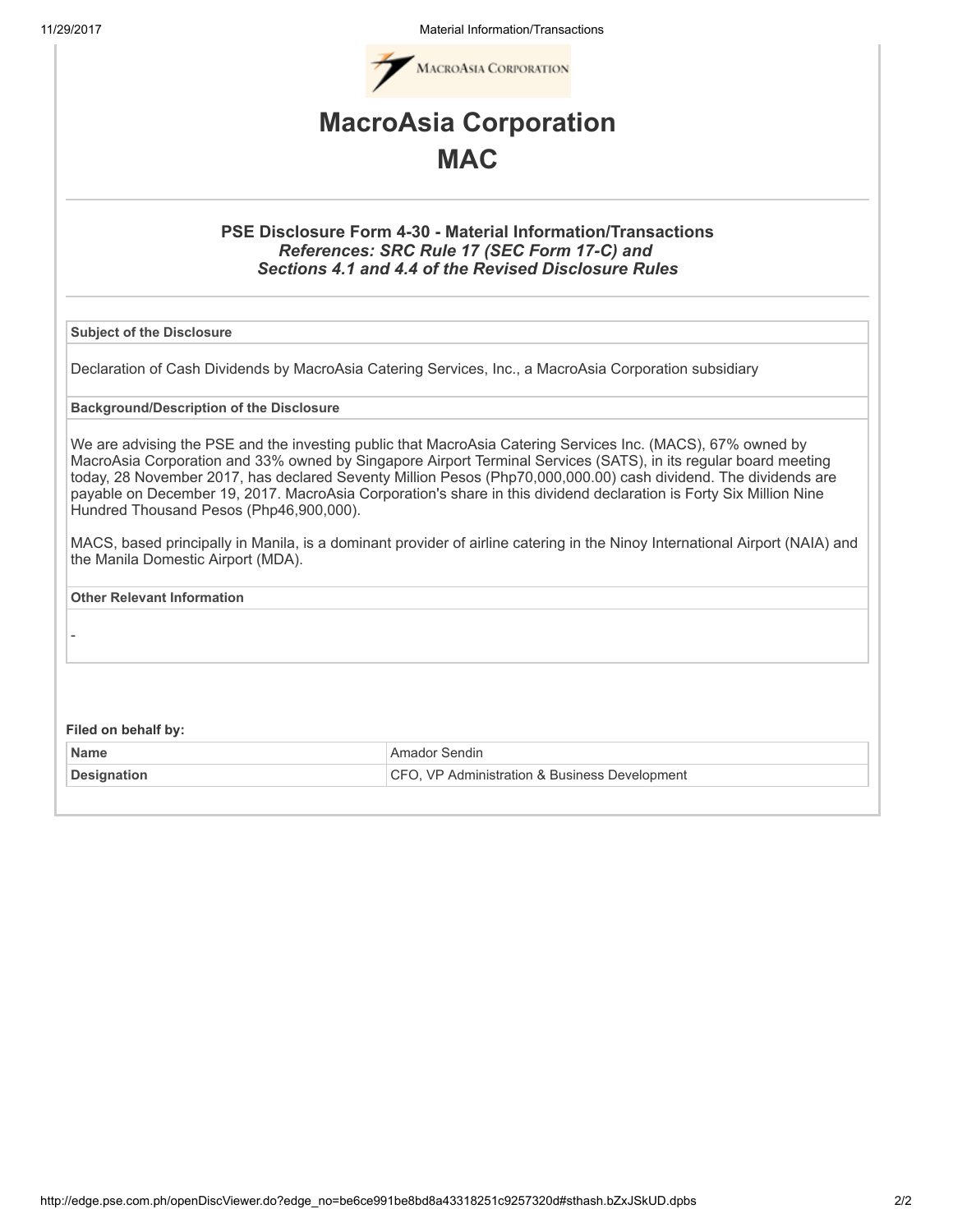# MacroAsia Corporation

# MAC

### PSE Disclosure Form 4-30 - Material Information/Transactions

***References: SRC Rule 17 (SEC Form 17-C) and Sections 4.1 and 4.4 of the Revised Disclosure Rules***

**Subject of the Disclosure**

Declaration of Cash Dividends by MacroAsia Catering Services, Inc., a MacroAsia Corporation subsidiary

**Background/Description of the Disclosure**

We are advising the PSE and the investing public that MacroAsia Catering Services Inc. (MACS), 67% owned by MacroAsia Corporation and 33% owned by Singapore Airport Terminal Services (SATS), in its regular board meeting today, 28 November 2017, has declared Seventy Million Pesos (Php70,000,000.00) cash dividend. The dividends are payable on December 19, 2017. MacroAsia Corporation's share in this dividend declaration is Forty Six Million Nine Hundred Thousand Pesos (Php46,900,000).

MACS, based principally in Manila, is a dominant provider of airline catering in the Ninoy International Airport (NAIA) and the Manila Domestic Airport (MDA).

**Other Relevant Information**

-

**Filed on behalf by:**

| | |
|---|---|
| **Name** | Amador Sendin |
| **Designation** | CFO, VP Administration & Business Development |